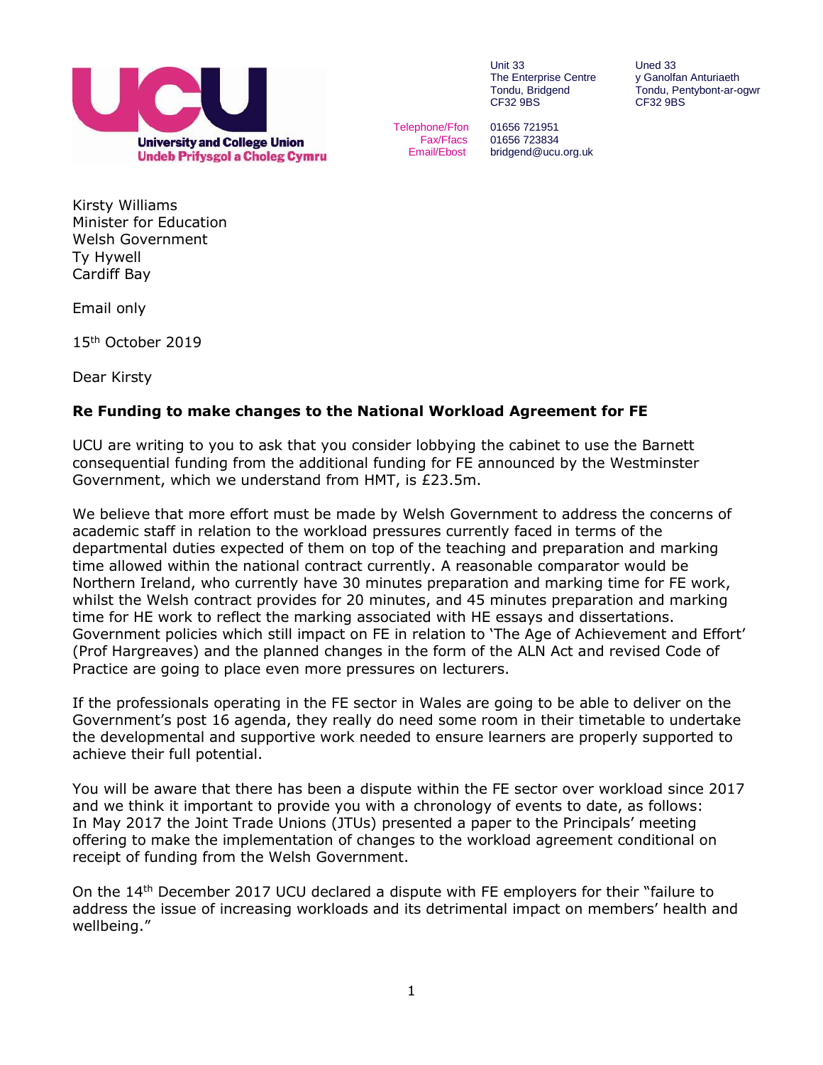**University and College Union**
**Undeb Prifysgol a Choleg Cymru**

Unit 33
The Enterprise Centre
Tondu, Bridgend
CF32 9BS

Uned 33
y Ganolfan Anturiaeth
Tondu, Pentybont-ar-ogwr
CF32 9BS

Telephone/Ffon 01656 721951
Fax/Ffacs 01656 723834
Email/Ebost bridgend@ucu.org.uk

Kirsty Williams
Minister for Education
Welsh Government
Ty Hywell
Cardiff Bay

Email only

15th October 2019

Dear Kirsty

**Re Funding to make changes to the National Workload Agreement for FE**

UCU are writing to you to ask that you consider lobbying the cabinet to use the Barnett consequential funding from the additional funding for FE announced by the Westminster Government, which we understand from HMT, is £23.5m.

We believe that more effort must be made by Welsh Government to address the concerns of academic staff in relation to the workload pressures currently faced in terms of the departmental duties expected of them on top of the teaching and preparation and marking time allowed within the national contract currently. A reasonable comparator would be Northern Ireland, who currently have 30 minutes preparation and marking time for FE work, whilst the Welsh contract provides for 20 minutes, and 45 minutes preparation and marking time for HE work to reflect the marking associated with HE essays and dissertations. Government policies which still impact on FE in relation to 'The Age of Achievement and Effort' (Prof Hargreaves) and the planned changes in the form of the ALN Act and revised Code of Practice are going to place even more pressures on lecturers.

If the professionals operating in the FE sector in Wales are going to be able to deliver on the Government's post 16 agenda, they really do need some room in their timetable to undertake the developmental and supportive work needed to ensure learners are properly supported to achieve their full potential.

You will be aware that there has been a dispute within the FE sector over workload since 2017 and we think it important to provide you with a chronology of events to date, as follows:
In May 2017 the Joint Trade Unions (JTUs) presented a paper to the Principals' meeting offering to make the implementation of changes to the workload agreement conditional on receipt of funding from the Welsh Government.

On the 14th December 2017 UCU declared a dispute with FE employers for their "failure to address the issue of increasing workloads and its detrimental impact on members' health and wellbeing."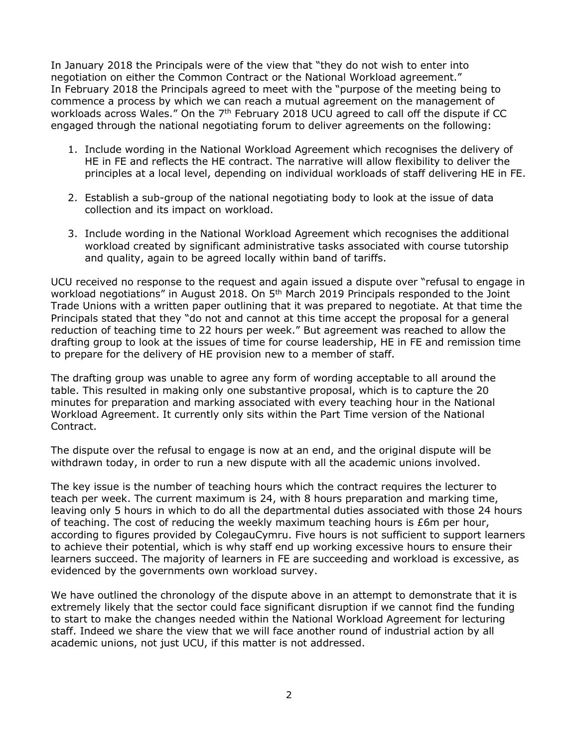In January 2018 the Principals were of the view that "they do not wish to enter into negotiation on either the Common Contract or the National Workload agreement." In February 2018 the Principals agreed to meet with the "purpose of the meeting being to commence a process by which we can reach a mutual agreement on the management of workloads across Wales." On the 7th February 2018 UCU agreed to call off the dispute if CC engaged through the national negotiating forum to deliver agreements on the following:

1. Include wording in the National Workload Agreement which recognises the delivery of HE in FE and reflects the HE contract. The narrative will allow flexibility to deliver the principles at a local level, depending on individual workloads of staff delivering HE in FE.

2. Establish a sub-group of the national negotiating body to look at the issue of data collection and its impact on workload.

3. Include wording in the National Workload Agreement which recognises the additional workload created by significant administrative tasks associated with course tutorship and quality, again to be agreed locally within band of tariffs.

UCU received no response to the request and again issued a dispute over "refusal to engage in workload negotiations" in August 2018. On 5th March 2019 Principals responded to the Joint Trade Unions with a written paper outlining that it was prepared to negotiate. At that time the Principals stated that they "do not and cannot at this time accept the proposal for a general reduction of teaching time to 22 hours per week." But agreement was reached to allow the drafting group to look at the issues of time for course leadership, HE in FE and remission time to prepare for the delivery of HE provision new to a member of staff.

The drafting group was unable to agree any form of wording acceptable to all around the table. This resulted in making only one substantive proposal, which is to capture the 20 minutes for preparation and marking associated with every teaching hour in the National Workload Agreement. It currently only sits within the Part Time version of the National Contract.

The dispute over the refusal to engage is now at an end, and the original dispute will be withdrawn today, in order to run a new dispute with all the academic unions involved.

The key issue is the number of teaching hours which the contract requires the lecturer to teach per week. The current maximum is 24, with 8 hours preparation and marking time, leaving only 5 hours in which to do all the departmental duties associated with those 24 hours of teaching. The cost of reducing the weekly maximum teaching hours is £6m per hour, according to figures provided by ColegauCymru. Five hours is not sufficient to support learners to achieve their potential, which is why staff end up working excessive hours to ensure their learners succeed. The majority of learners in FE are succeeding and workload is excessive, as evidenced by the governments own workload survey.

We have outlined the chronology of the dispute above in an attempt to demonstrate that it is extremely likely that the sector could face significant disruption if we cannot find the funding to start to make the changes needed within the National Workload Agreement for lecturing staff. Indeed we share the view that we will face another round of industrial action by all academic unions, not just UCU, if this matter is not addressed.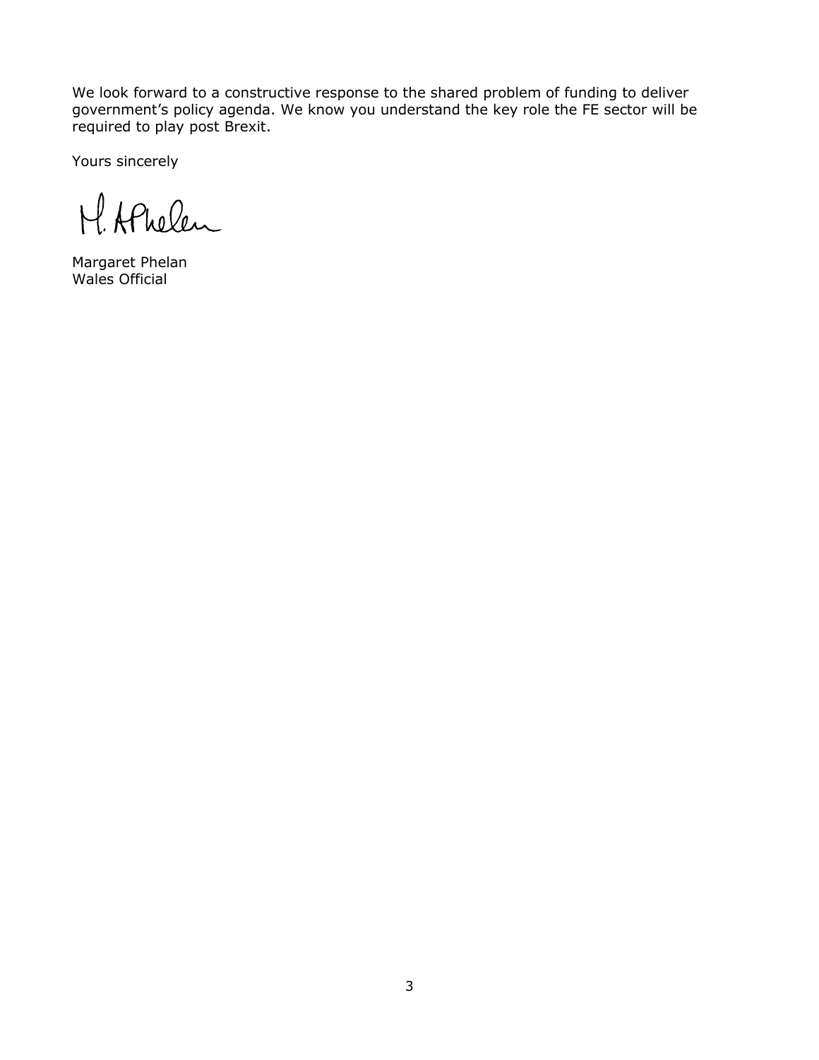We look forward to a constructive response to the shared problem of funding to deliver government's policy agenda. We know you understand the key role the FE sector will be required to play post Brexit.

Yours sincerely

Margaret Phelan
Wales Official